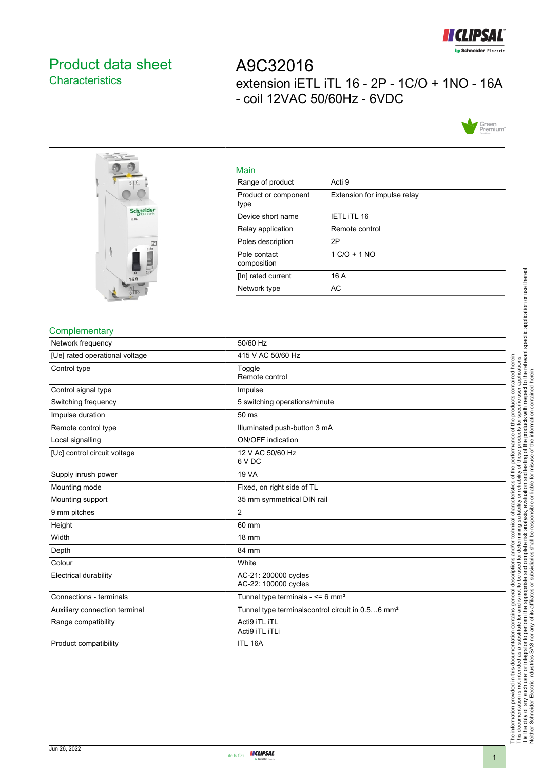# Product data sheet

## Characteristics

# A9C32016

extension iETL iTL 16 - 2P - 1C/O + 1NO - 16A - coil 12VAC 50/60Hz - 6VDC

### Main

| | |
|---|---|
| Range of product | Acti 9 |
| Product or component type | Extension for impulse relay |
| Device short name | IETL iTL 16 |
| Relay application | Remote control |
| Poles description | 2P |
| Pole contact composition | 1 C/O + 1 NO |
| [In] rated current | 16 A |
| Network type | AC |

### Complementary

| | |
|---|---|
| Network frequency | 50/60 Hz |
| [Ue] rated operational voltage | 415 V AC 50/60 Hz |
| Control type | Toggle<br>Remote control |
| Control signal type | Impulse |
| Switching frequency | 5 switching operations/minute |
| Impulse duration | 50 ms |
| Remote control type | Illuminated push-button 3 mA |
| Local signalling | ON/OFF indication |
| [Uc] control circuit voltage | 12 V AC 50/60 Hz<br>6 V DC |
| Supply inrush power | 19 VA |
| Mounting mode | Fixed, on right side of TL |
| Mounting support | 35 mm symmetrical DIN rail |
| 9 mm pitches | 2 |
| Height | 60 mm |
| Width | 18 mm |
| Depth | 84 mm |
| Colour | White |
| Electrical durability | AC-21: 200000 cycles<br>AC-22: 100000 cycles |
| Connections - terminals | Tunnel type terminals - <= 6 mm² |
| Auxiliary connection terminal | Tunnel type terminalscontrol circuit in 0.5…6 mm² |
| Range compatibility | Acti9 iTL iTL<br>Acti9 iTL iTLi |
| Product compatibility | ITL 16A |

The information provided in this documentation contains general descriptions and/or technical characteristics of the performance of the products contained herein. This documentation is not intended as a substitute for and is not to be used for determining suitability or reliability of these products for specific user applications. It is the duty of any such user or integrator to perform the appropriate and complete risk analysis, evaluation and testing of the products with respect to the relevant specific application or use thereof. Neither Schneider Electric Industries SAS nor any of its affiliates or subsidiaries shall be responsible or liable for misuse of the information contained herein.

Jun 26, 2022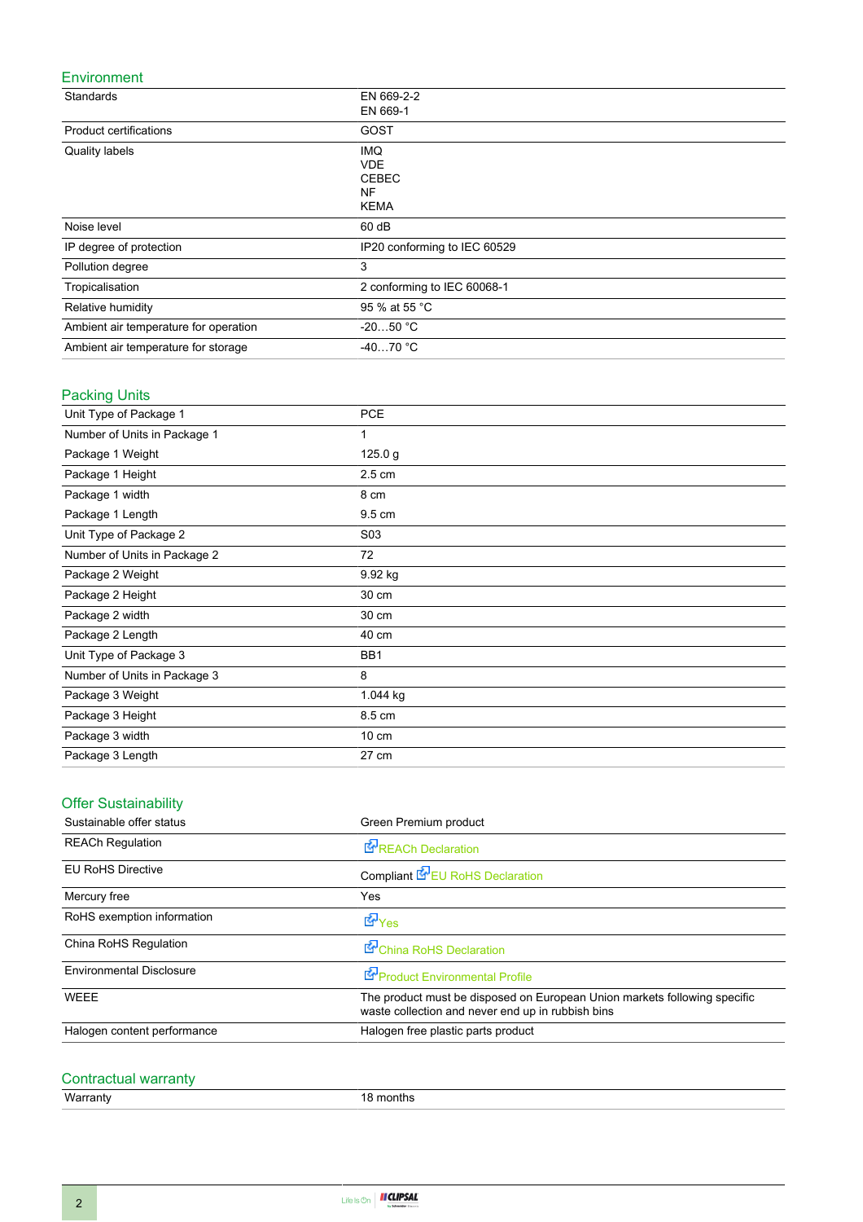## Environment

| | |
|---|---|
| Standards | EN 669-2-2<br>EN 669-1 |
| Product certifications | GOST |
| Quality labels | IMQ<br>VDE<br>CEBEC<br>NF<br>KEMA |
| Noise level | 60 dB |
| IP degree of protection | IP20 conforming to IEC 60529 |
| Pollution degree | 3 |
| Tropicalisation | 2 conforming to IEC 60068-1 |
| Relative humidity | 95 % at 55 °C |
| Ambient air temperature for operation | -20…50 °C |
| Ambient air temperature for storage | -40…70 °C |

## Packing Units

| | |
|---|---|
| Unit Type of Package 1 | PCE |
| Number of Units in Package 1 | 1 |
| Package 1 Weight | 125.0 g |
| Package 1 Height | 2.5 cm |
| Package 1 width | 8 cm |
| Package 1 Length | 9.5 cm |
| Unit Type of Package 2 | S03 |
| Number of Units in Package 2 | 72 |
| Package 2 Weight | 9.92 kg |
| Package 2 Height | 30 cm |
| Package 2 width | 30 cm |
| Package 2 Length | 40 cm |
| Unit Type of Package 3 | BB1 |
| Number of Units in Package 3 | 8 |
| Package 3 Weight | 1.044 kg |
| Package 3 Height | 8.5 cm |
| Package 3 width | 10 cm |
| Package 3 Length | 27 cm |

## Offer Sustainability

| | |
|---|---|
| Sustainable offer status | Green Premium product |
| REACh Regulation | REACh Declaration |
| EU RoHS Directive | Compliant EU RoHS Declaration |
| Mercury free | Yes |
| RoHS exemption information | Yes |
| China RoHS Regulation | China RoHS Declaration |
| Environmental Disclosure | Product Environmental Profile |
| WEEE | The product must be disposed on European Union markets following specific waste collection and never end up in rubbish bins |
| Halogen content performance | Halogen free plastic parts product |

## Contractual warranty

| | |
|---|---|
| Warranty | 18 months |